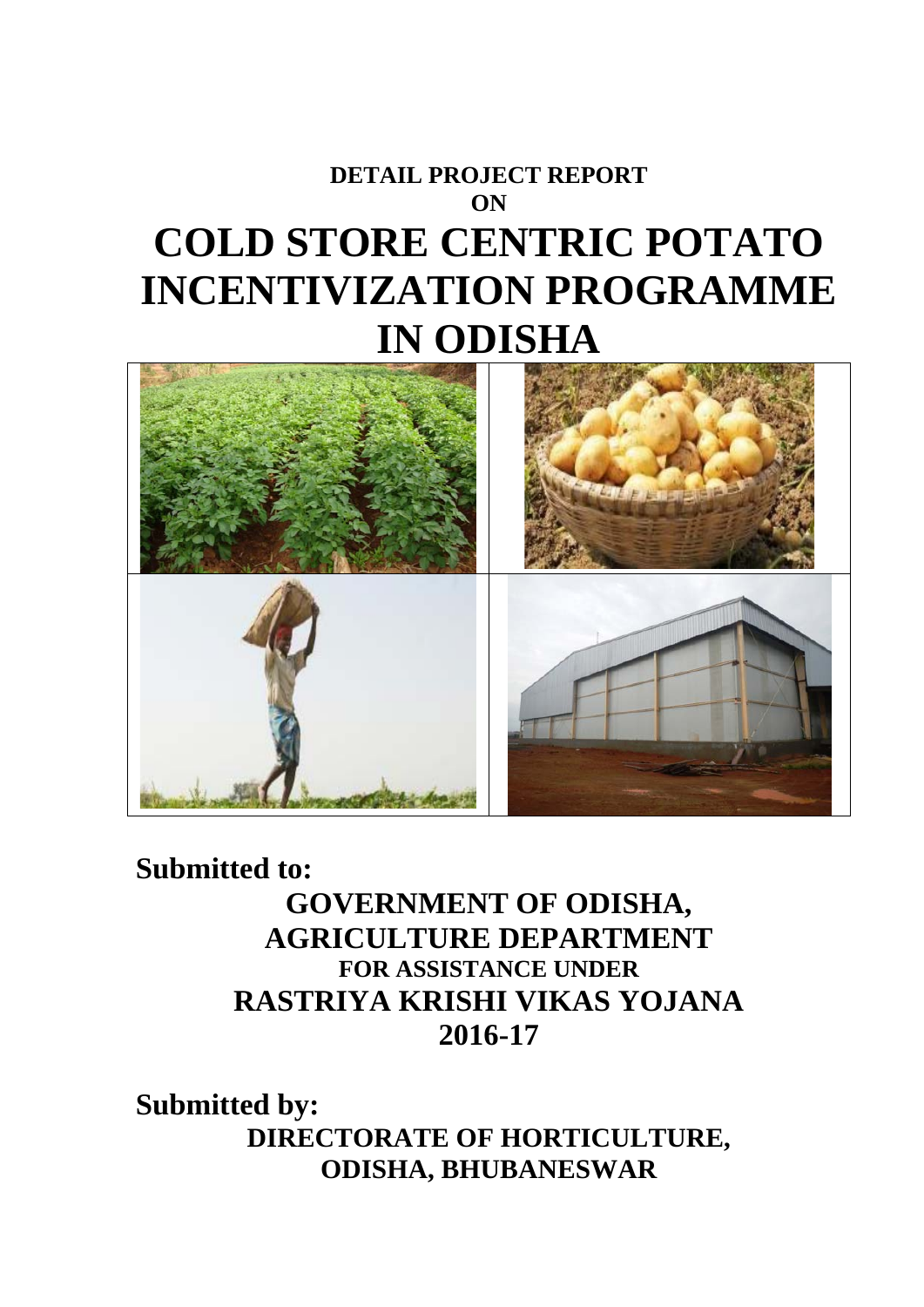**DETAIL PROJECT REPORT**

**ON**

# COLD STORE CENTRIC POTATO INCENTIVIZATION PROGRAMME IN ODISHA

**Submitted to:**

**GOVERNMENT OF ODISHA,**

**AGRICULTURE DEPARTMENT**

**FOR ASSISTANCE UNDER**

**RASTRIYA KRISHI VIKAS YOJANA**

**2016-17**

**Submitted by:**

**DIRECTORATE OF HORTICULTURE,**

**ODISHA, BHUBANESWAR**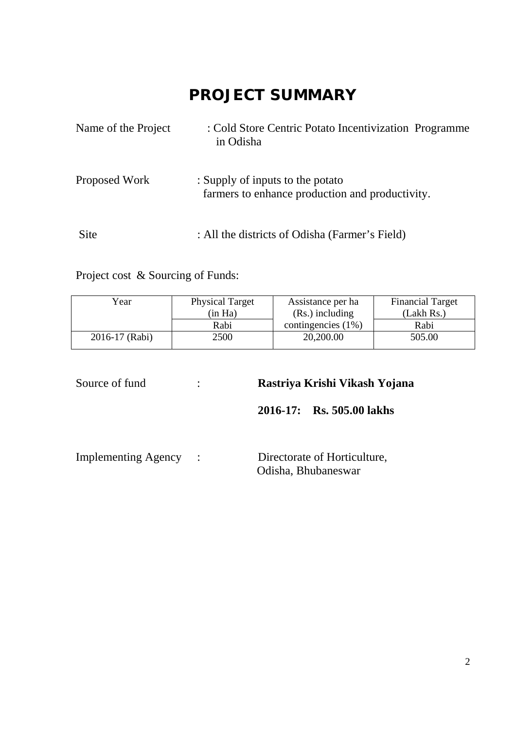# PROJECT SUMMARY

Name of the Project : Cold Store Centric Potato Incentivization Programme in Odisha

Proposed Work : Supply of inputs to the potato farmers to enhance production and productivity.

Site : All the districts of Odisha (Farmer's Field)

Project cost & Sourcing of Funds:

| Year | Physical Target (in Ha) | Assistance per ha (Rs.) including contingencies (1%) | Financial Target (Lakh Rs.) |
|---|---|---|---|
| | Rabi | | Rabi |
| 2016-17 (Rabi) | 2500 | 20,200.00 | 505.00 |

Source of fund : **Rastriya Krishi Vikash Yojana**

**2016-17: Rs. 505.00 lakhs**

Implementing Agency : Directorate of Horticulture, Odisha, Bhubaneswar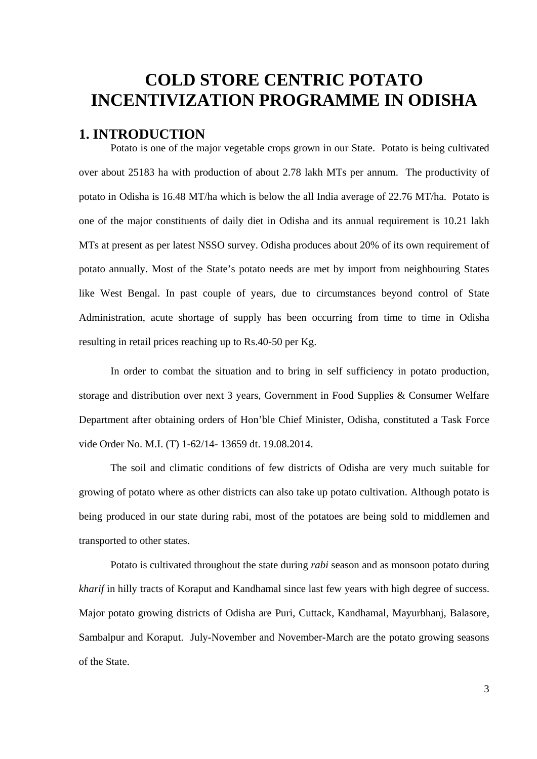# COLD STORE CENTRIC POTATO INCENTIVIZATION PROGRAMME IN ODISHA

## 1. INTRODUCTION

Potato is one of the major vegetable crops grown in our State. Potato is being cultivated over about 25183 ha with production of about 2.78 lakh MTs per annum. The productivity of potato in Odisha is 16.48 MT/ha which is below the all India average of 22.76 MT/ha. Potato is one of the major constituents of daily diet in Odisha and its annual requirement is 10.21 lakh MTs at present as per latest NSSO survey. Odisha produces about 20% of its own requirement of potato annually. Most of the State's potato needs are met by import from neighbouring States like West Bengal. In past couple of years, due to circumstances beyond control of State Administration, acute shortage of supply has been occurring from time to time in Odisha resulting in retail prices reaching up to Rs.40-50 per Kg.

In order to combat the situation and to bring in self sufficiency in potato production, storage and distribution over next 3 years, Government in Food Supplies & Consumer Welfare Department after obtaining orders of Hon'ble Chief Minister, Odisha, constituted a Task Force vide Order No. M.I. (T) 1-62/14- 13659 dt. 19.08.2014.

The soil and climatic conditions of few districts of Odisha are very much suitable for growing of potato where as other districts can also take up potato cultivation. Although potato is being produced in our state during rabi, most of the potatoes are being sold to middlemen and transported to other states.

Potato is cultivated throughout the state during *rabi* season and as monsoon potato during *kharif* in hilly tracts of Koraput and Kandhamal since last few years with high degree of success. Major potato growing districts of Odisha are Puri, Cuttack, Kandhamal, Mayurbhanj, Balasore, Sambalpur and Koraput. July-November and November-March are the potato growing seasons of the State.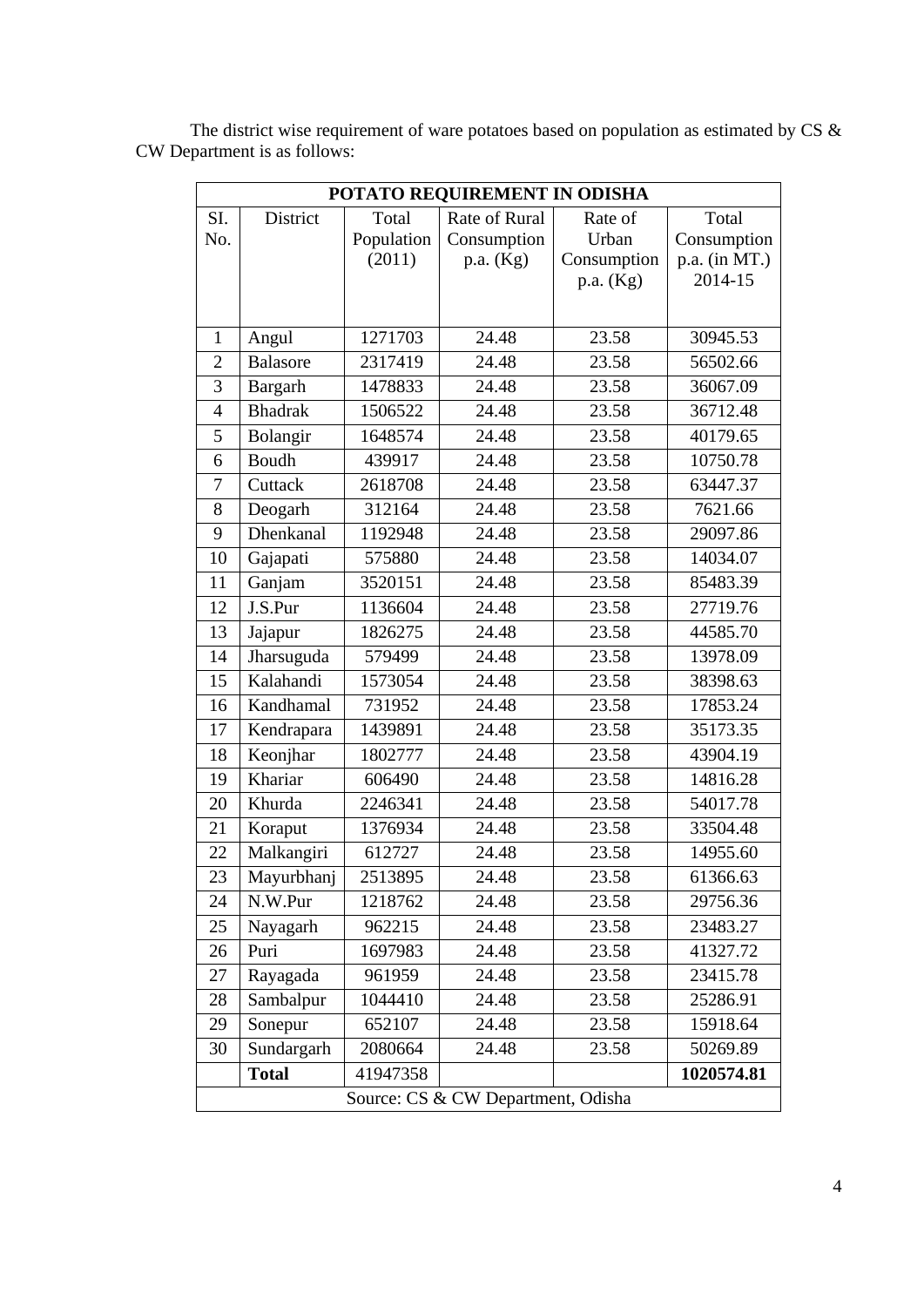The district wise requirement of ware potatoes based on population as estimated by CS & CW Department is as follows:

| POTATO REQUIREMENT IN ODISHA | | | | | |
|---|---|---|---|---|---|
| SI. No. | District | Total Population (2011) | Rate of Rural Consumption p.a. (Kg) | Rate of Urban Consumption p.a. (Kg) | Total Consumption p.a. (in MT.) 2014-15 |
| 1 | Angul | 1271703 | 24.48 | 23.58 | 30945.53 |
| 2 | Balasore | 2317419 | 24.48 | 23.58 | 56502.66 |
| 3 | Bargarh | 1478833 | 24.48 | 23.58 | 36067.09 |
| 4 | Bhadrak | 1506522 | 24.48 | 23.58 | 36712.48 |
| 5 | Bolangir | 1648574 | 24.48 | 23.58 | 40179.65 |
| 6 | Boudh | 439917 | 24.48 | 23.58 | 10750.78 |
| 7 | Cuttack | 2618708 | 24.48 | 23.58 | 63447.37 |
| 8 | Deogarh | 312164 | 24.48 | 23.58 | 7621.66 |
| 9 | Dhenkanal | 1192948 | 24.48 | 23.58 | 29097.86 |
| 10 | Gajapati | 575880 | 24.48 | 23.58 | 14034.07 |
| 11 | Ganjam | 3520151 | 24.48 | 23.58 | 85483.39 |
| 12 | J.S.Pur | 1136604 | 24.48 | 23.58 | 27719.76 |
| 13 | Jajapur | 1826275 | 24.48 | 23.58 | 44585.70 |
| 14 | Jharsuguda | 579499 | 24.48 | 23.58 | 13978.09 |
| 15 | Kalahandi | 1573054 | 24.48 | 23.58 | 38398.63 |
| 16 | Kandhamal | 731952 | 24.48 | 23.58 | 17853.24 |
| 17 | Kendrapara | 1439891 | 24.48 | 23.58 | 35173.35 |
| 18 | Keonjhar | 1802777 | 24.48 | 23.58 | 43904.19 |
| 19 | Khariar | 606490 | 24.48 | 23.58 | 14816.28 |
| 20 | Khurda | 2246341 | 24.48 | 23.58 | 54017.78 |
| 21 | Koraput | 1376934 | 24.48 | 23.58 | 33504.48 |
| 22 | Malkangiri | 612727 | 24.48 | 23.58 | 14955.60 |
| 23 | Mayurbhanj | 2513895 | 24.48 | 23.58 | 61366.63 |
| 24 | N.W.Pur | 1218762 | 24.48 | 23.58 | 29756.36 |
| 25 | Nayagarh | 962215 | 24.48 | 23.58 | 23483.27 |
| 26 | Puri | 1697983 | 24.48 | 23.58 | 41327.72 |
| 27 | Rayagada | 961959 | 24.48 | 23.58 | 23415.78 |
| 28 | Sambalpur | 1044410 | 24.48 | 23.58 | 25286.91 |
| 29 | Sonepur | 652107 | 24.48 | 23.58 | 15918.64 |
| 30 | Sundargarh | 2080664 | 24.48 | 23.58 | 50269.89 |
| | **Total** | 41947358 | | | **1020574.81** |
| Source: CS & CW Department, Odisha | | | | | |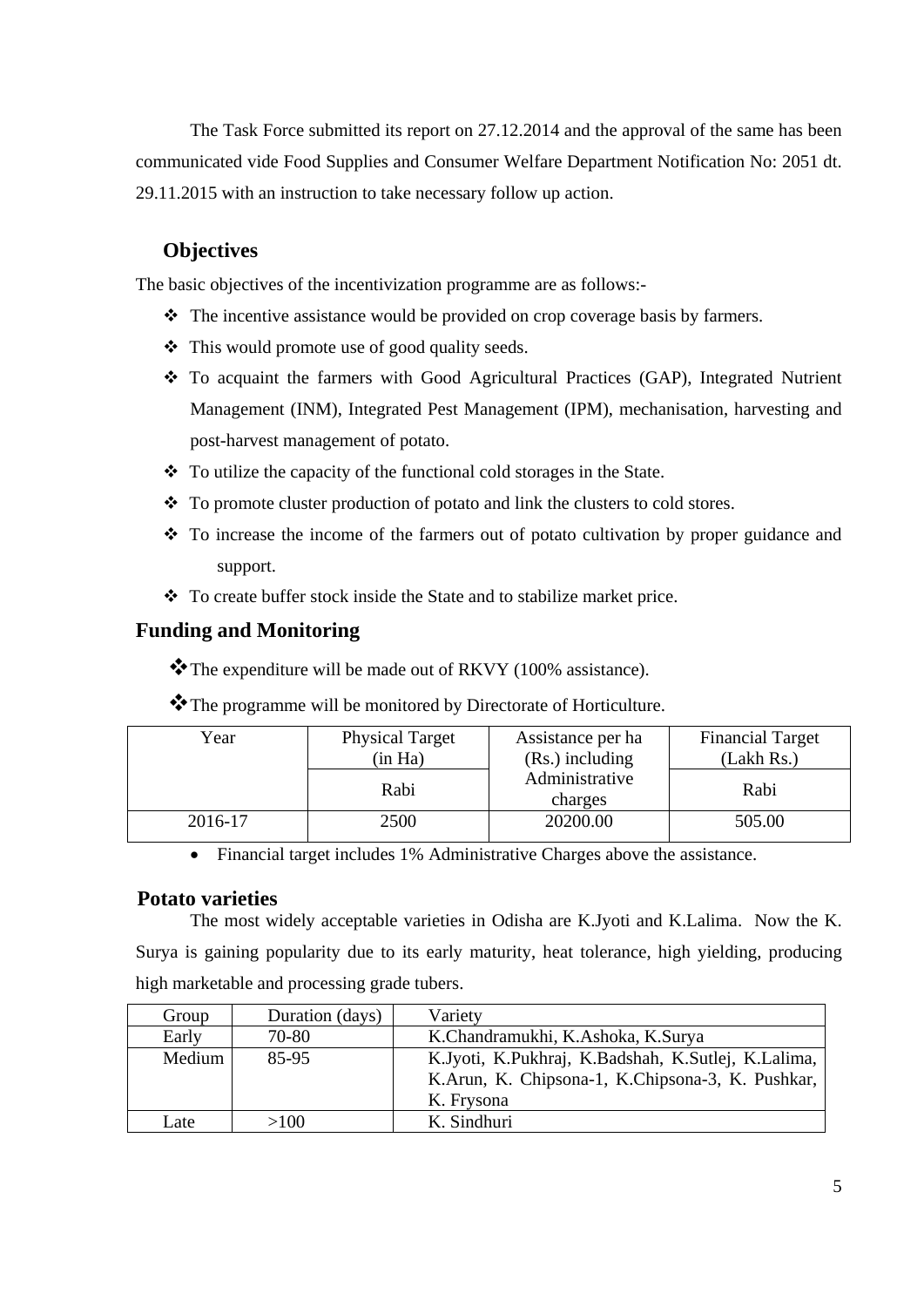The Task Force submitted its report on 27.12.2014 and the approval of the same has been communicated vide Food Supplies and Consumer Welfare Department Notification No: 2051 dt. 29.11.2015 with an instruction to take necessary follow up action.

## Objectives

The basic objectives of the incentivization programme are as follows:-

- The incentive assistance would be provided on crop coverage basis by farmers.
- This would promote use of good quality seeds.
- To acquaint the farmers with Good Agricultural Practices (GAP), Integrated Nutrient Management (INM), Integrated Pest Management (IPM), mechanisation, harvesting and post-harvest management of potato.
- To utilize the capacity of the functional cold storages in the State.
- To promote cluster production of potato and link the clusters to cold stores.
- To increase the income of the farmers out of potato cultivation by proper guidance and support.
- To create buffer stock inside the State and to stabilize market price.

## Funding and Monitoring

- The expenditure will be made out of RKVY (100% assistance).
- The programme will be monitored by Directorate of Horticulture.

| Year | Physical Target (in Ha) | Assistance per ha (Rs.) including Administrative charges | Financial Target (Lakh Rs.) |
|---|---|---|---|
| | Rabi | | Rabi |
| 2016-17 | 2500 | 20200.00 | 505.00 |

- Financial target includes 1% Administrative Charges above the assistance.

## Potato varieties

The most widely acceptable varieties in Odisha are K.Jyoti and K.Lalima. Now the K. Surya is gaining popularity due to its early maturity, heat tolerance, high yielding, producing high marketable and processing grade tubers.

| Group | Duration (days) | Variety |
|---|---|---|
| Early | 70-80 | K.Chandramukhi, K.Ashoka, K.Surya |
| Medium | 85-95 | K.Jyoti, K.Pukhraj, K.Badshah, K.Sutlej, K.Lalima, K.Arun, K. Chipsona-1, K.Chipsona-3, K. Pushkar, K. Frysona |
| Late | >100 | K. Sindhuri |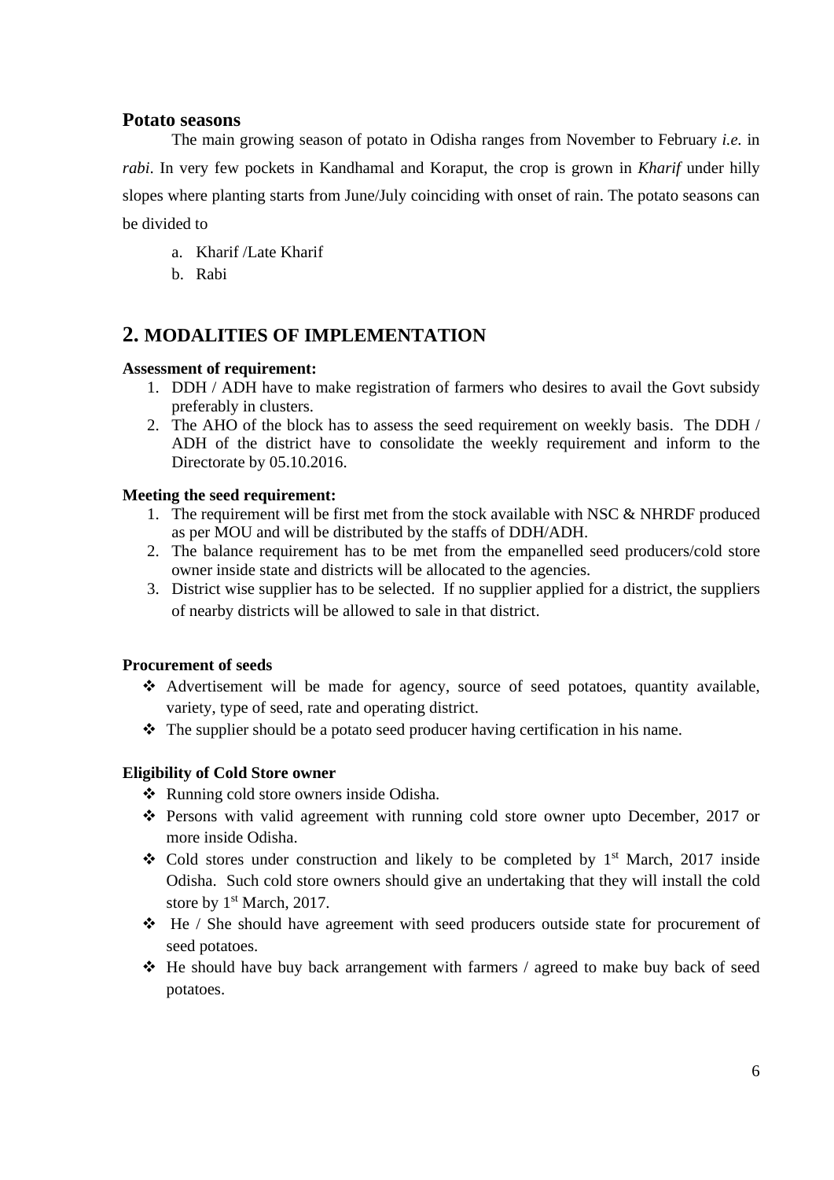### Potato seasons

The main growing season of potato in Odisha ranges from November to February *i.e.* in *rabi*. In very few pockets in Kandhamal and Koraput, the crop is grown in *Kharif* under hilly slopes where planting starts from June/July coinciding with onset of rain. The potato seasons can be divided to

a. Kharif /Late Kharif
b. Rabi

## 2. MODALITIES OF IMPLEMENTATION

**Assessment of requirement:**

1. DDH / ADH have to make registration of farmers who desires to avail the Govt subsidy preferably in clusters.
2. The AHO of the block has to assess the seed requirement on weekly basis. The DDH / ADH of the district have to consolidate the weekly requirement and inform to the Directorate by 05.10.2016.

**Meeting the seed requirement:**

1. The requirement will be first met from the stock available with NSC & NHRDF produced as per MOU and will be distributed by the staffs of DDH/ADH.
2. The balance requirement has to be met from the empanelled seed producers/cold store owner inside state and districts will be allocated to the agencies.
3. District wise supplier has to be selected. If no supplier applied for a district, the suppliers of nearby districts will be allowed to sale in that district.

**Procurement of seeds**

- Advertisement will be made for agency, source of seed potatoes, quantity available, variety, type of seed, rate and operating district.
- The supplier should be a potato seed producer having certification in his name.

**Eligibility of Cold Store owner**

- Running cold store owners inside Odisha.
- Persons with valid agreement with running cold store owner upto December, 2017 or more inside Odisha.
- Cold stores under construction and likely to be completed by 1st March, 2017 inside Odisha. Such cold store owners should give an undertaking that they will install the cold store by 1st March, 2017.
- He / She should have agreement with seed producers outside state for procurement of seed potatoes.
- He should have buy back arrangement with farmers / agreed to make buy back of seed potatoes.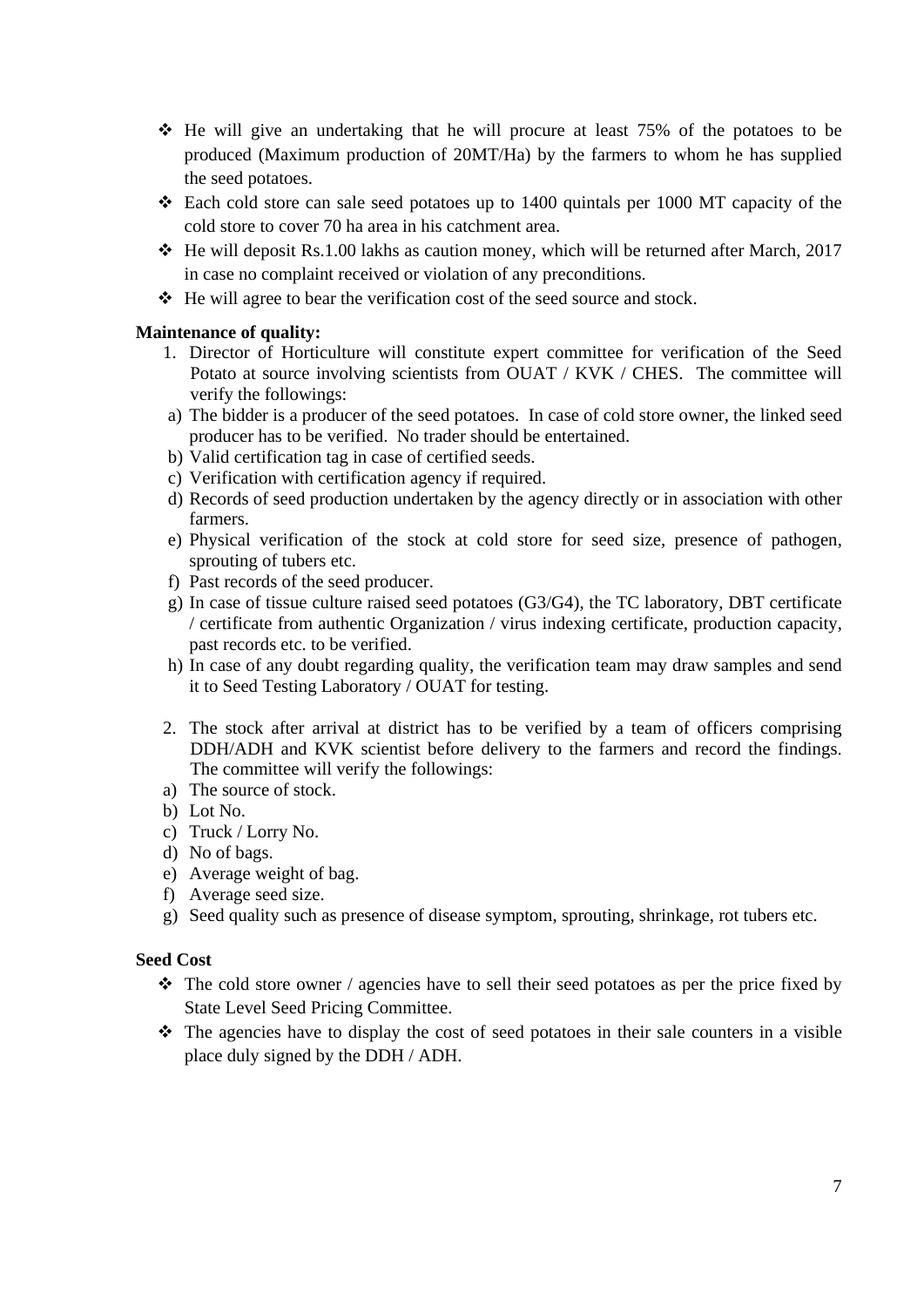- He will give an undertaking that he will procure at least 75% of the potatoes to be produced (Maximum production of 20MT/Ha) by the farmers to whom he has supplied the seed potatoes.
- Each cold store can sale seed potatoes up to 1400 quintals per 1000 MT capacity of the cold store to cover 70 ha area in his catchment area.
- He will deposit Rs.1.00 lakhs as caution money, which will be returned after March, 2017 in case no complaint received or violation of any preconditions.
- He will agree to bear the verification cost of the seed source and stock.

**Maintenance of quality:**

1. Director of Horticulture will constitute expert committee for verification of the Seed Potato at source involving scientists from OUAT / KVK / CHES. The committee will verify the followings:

   a) The bidder is a producer of the seed potatoes. In case of cold store owner, the linked seed producer has to be verified. No trader should be entertained.
   b) Valid certification tag in case of certified seeds.
   c) Verification with certification agency if required.
   d) Records of seed production undertaken by the agency directly or in association with other farmers.
   e) Physical verification of the stock at cold store for seed size, presence of pathogen, sprouting of tubers etc.
   f) Past records of the seed producer.
   g) In case of tissue culture raised seed potatoes (G3/G4), the TC laboratory, DBT certificate / certificate from authentic Organization / virus indexing certificate, production capacity, past records etc. to be verified.
   h) In case of any doubt regarding quality, the verification team may draw samples and send it to Seed Testing Laboratory / OUAT for testing.

2. The stock after arrival at district has to be verified by a team of officers comprising DDH/ADH and KVK scientist before delivery to the farmers and record the findings. The committee will verify the followings:

   a) The source of stock.
   b) Lot No.
   c) Truck / Lorry No.
   d) No of bags.
   e) Average weight of bag.
   f) Average seed size.
   g) Seed quality such as presence of disease symptom, sprouting, shrinkage, rot tubers etc.

**Seed Cost**

- The cold store owner / agencies have to sell their seed potatoes as per the price fixed by State Level Seed Pricing Committee.
- The agencies have to display the cost of seed potatoes in their sale counters in a visible place duly signed by the DDH / ADH.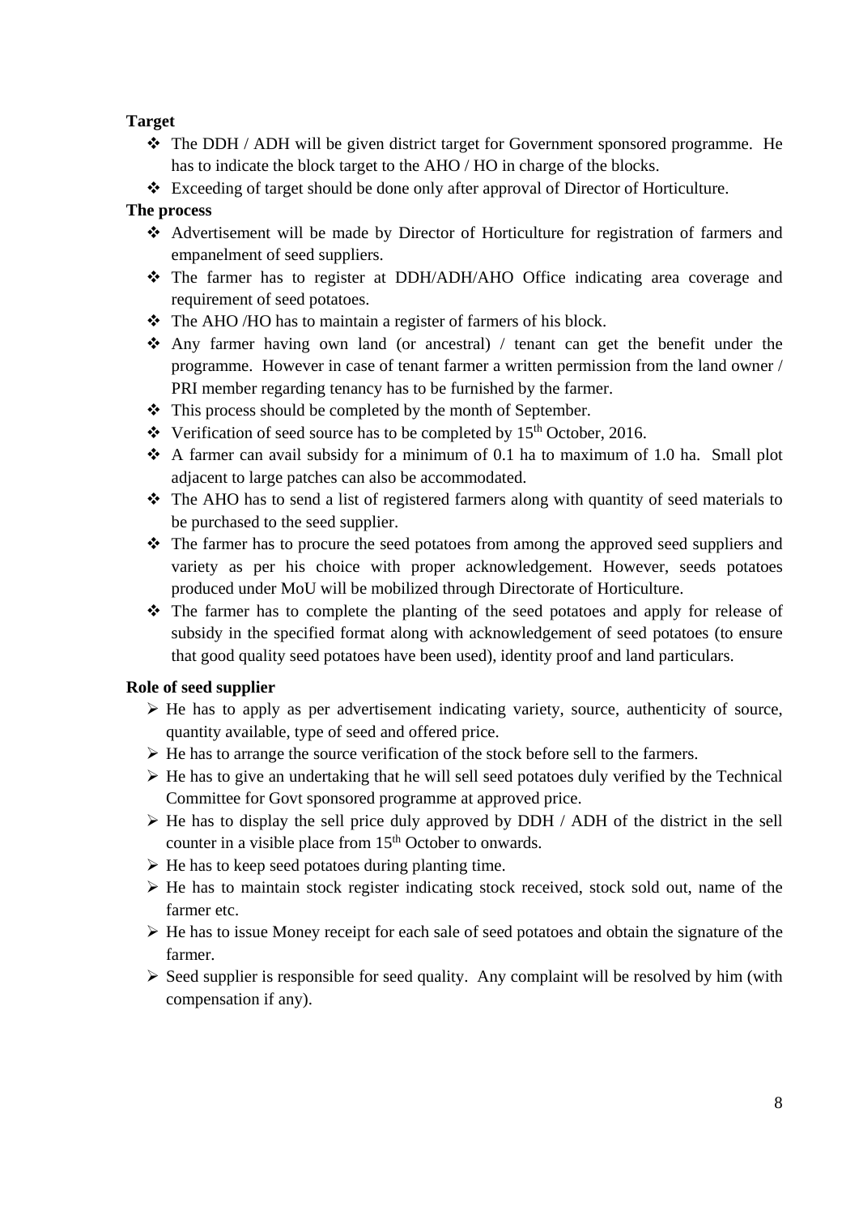**Target**

- The DDH / ADH will be given district target for Government sponsored programme. He has to indicate the block target to the AHO / HO in charge of the blocks.
- Exceeding of target should be done only after approval of Director of Horticulture.

**The process**

- Advertisement will be made by Director of Horticulture for registration of farmers and empanelment of seed suppliers.
- The farmer has to register at DDH/ADH/AHO Office indicating area coverage and requirement of seed potatoes.
- The AHO /HO has to maintain a register of farmers of his block.
- Any farmer having own land (or ancestral) / tenant can get the benefit under the programme. However in case of tenant farmer a written permission from the land owner / PRI member regarding tenancy has to be furnished by the farmer.
- This process should be completed by the month of September.
- Verification of seed source has to be completed by 15th October, 2016.
- A farmer can avail subsidy for a minimum of 0.1 ha to maximum of 1.0 ha. Small plot adjacent to large patches can also be accommodated.
- The AHO has to send a list of registered farmers along with quantity of seed materials to be purchased to the seed supplier.
- The farmer has to procure the seed potatoes from among the approved seed suppliers and variety as per his choice with proper acknowledgement. However, seeds potatoes produced under MoU will be mobilized through Directorate of Horticulture.
- The farmer has to complete the planting of the seed potatoes and apply for release of subsidy in the specified format along with acknowledgement of seed potatoes (to ensure that good quality seed potatoes have been used), identity proof and land particulars.

**Role of seed supplier**

- He has to apply as per advertisement indicating variety, source, authenticity of source, quantity available, type of seed and offered price.
- He has to arrange the source verification of the stock before sell to the farmers.
- He has to give an undertaking that he will sell seed potatoes duly verified by the Technical Committee for Govt sponsored programme at approved price.
- He has to display the sell price duly approved by DDH / ADH of the district in the sell counter in a visible place from 15th October to onwards.
- He has to keep seed potatoes during planting time.
- He has to maintain stock register indicating stock received, stock sold out, name of the farmer etc.
- He has to issue Money receipt for each sale of seed potatoes and obtain the signature of the farmer.
- Seed supplier is responsible for seed quality. Any complaint will be resolved by him (with compensation if any).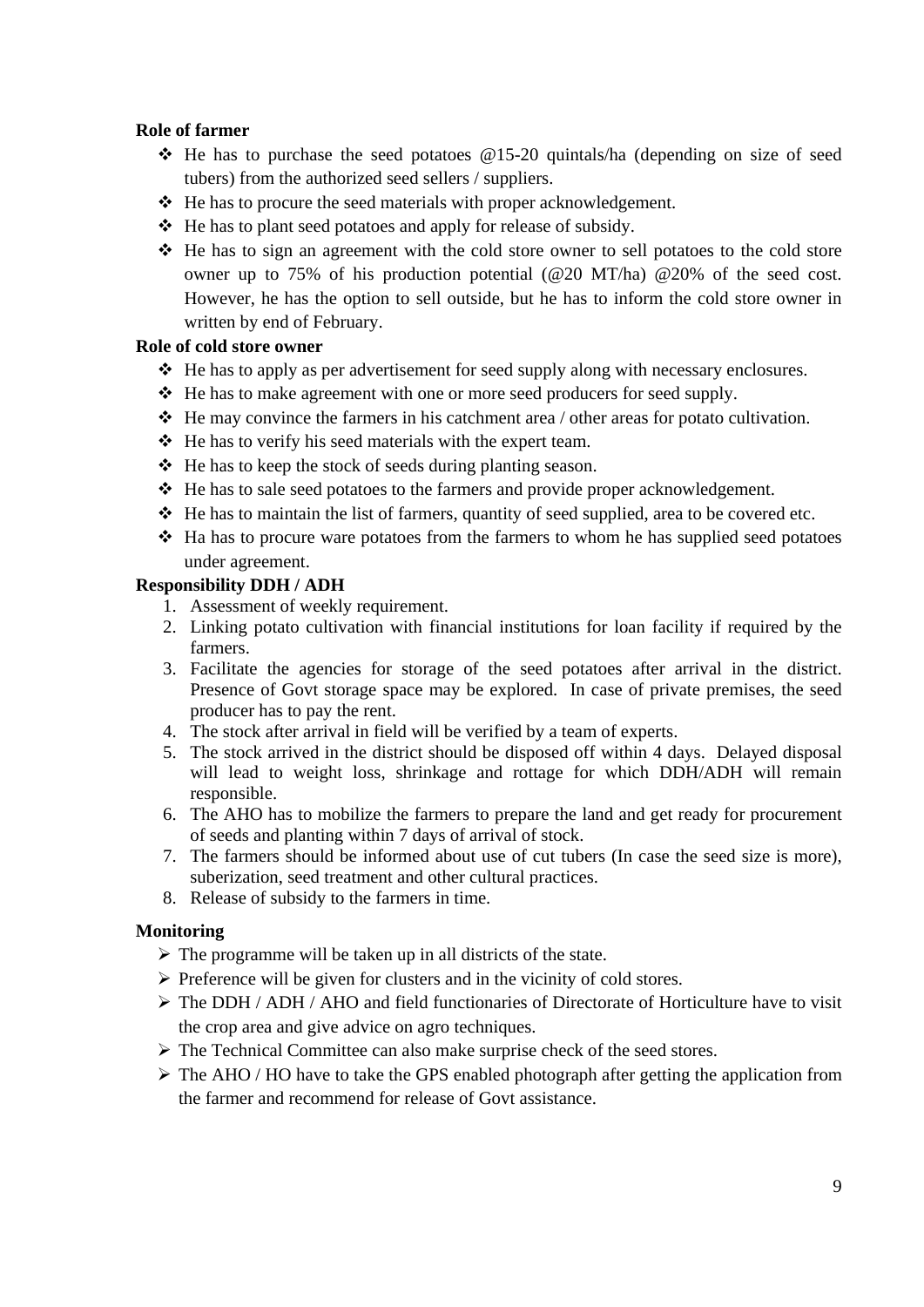**Role of farmer**

- He has to purchase the seed potatoes @15-20 quintals/ha (depending on size of seed tubers) from the authorized seed sellers / suppliers.
- He has to procure the seed materials with proper acknowledgement.
- He has to plant seed potatoes and apply for release of subsidy.
- He has to sign an agreement with the cold store owner to sell potatoes to the cold store owner up to 75% of his production potential (@20 MT/ha) @20% of the seed cost. However, he has the option to sell outside, but he has to inform the cold store owner in written by end of February.

**Role of cold store owner**

- He has to apply as per advertisement for seed supply along with necessary enclosures.
- He has to make agreement with one or more seed producers for seed supply.
- He may convince the farmers in his catchment area / other areas for potato cultivation.
- He has to verify his seed materials with the expert team.
- He has to keep the stock of seeds during planting season.
- He has to sale seed potatoes to the farmers and provide proper acknowledgement.
- He has to maintain the list of farmers, quantity of seed supplied, area to be covered etc.
- Ha has to procure ware potatoes from the farmers to whom he has supplied seed potatoes under agreement.

**Responsibility DDH / ADH**

1. Assessment of weekly requirement.
2. Linking potato cultivation with financial institutions for loan facility if required by the farmers.
3. Facilitate the agencies for storage of the seed potatoes after arrival in the district. Presence of Govt storage space may be explored. In case of private premises, the seed producer has to pay the rent.
4. The stock after arrival in field will be verified by a team of experts.
5. The stock arrived in the district should be disposed off within 4 days. Delayed disposal will lead to weight loss, shrinkage and rottage for which DDH/ADH will remain responsible.
6. The AHO has to mobilize the farmers to prepare the land and get ready for procurement of seeds and planting within 7 days of arrival of stock.
7. The farmers should be informed about use of cut tubers (In case the seed size is more), suberization, seed treatment and other cultural practices.
8. Release of subsidy to the farmers in time.

**Monitoring**

- The programme will be taken up in all districts of the state.
- Preference will be given for clusters and in the vicinity of cold stores.
- The DDH / ADH / AHO and field functionaries of Directorate of Horticulture have to visit the crop area and give advice on agro techniques.
- The Technical Committee can also make surprise check of the seed stores.
- The AHO / HO have to take the GPS enabled photograph after getting the application from the farmer and recommend for release of Govt assistance.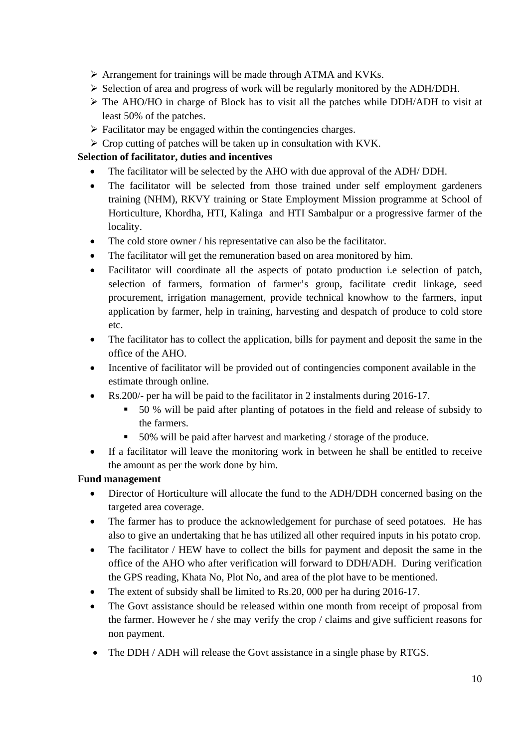- Arrangement for trainings will be made through ATMA and KVKs.
- Selection of area and progress of work will be regularly monitored by the ADH/DDH.
- The AHO/HO in charge of Block has to visit all the patches while DDH/ADH to visit at least 50% of the patches.
- Facilitator may be engaged within the contingencies charges.
- Crop cutting of patches will be taken up in consultation with KVK.

**Selection of facilitator, duties and incentives**

- The facilitator will be selected by the AHO with due approval of the ADH/ DDH.
- The facilitator will be selected from those trained under self employment gardeners training (NHM), RKVY training or State Employment Mission programme at School of Horticulture, Khordha, HTI, Kalinga and HTI Sambalpur or a progressive farmer of the locality.
- The cold store owner / his representative can also be the facilitator.
- The facilitator will get the remuneration based on area monitored by him.
- Facilitator will coordinate all the aspects of potato production i.e selection of patch, selection of farmers, formation of farmer's group, facilitate credit linkage, seed procurement, irrigation management, provide technical knowhow to the farmers, input application by farmer, help in training, harvesting and despatch of produce to cold store etc.
- The facilitator has to collect the application, bills for payment and deposit the same in the office of the AHO.
- Incentive of facilitator will be provided out of contingencies component available in the estimate through online.
- Rs.200/- per ha will be paid to the facilitator in 2 instalments during 2016-17.
    - 50 % will be paid after planting of potatoes in the field and release of subsidy to the farmers.
    - 50% will be paid after harvest and marketing / storage of the produce.
- If a facilitator will leave the monitoring work in between he shall be entitled to receive the amount as per the work done by him.

**Fund management**

- Director of Horticulture will allocate the fund to the ADH/DDH concerned basing on the targeted area coverage.
- The farmer has to produce the acknowledgement for purchase of seed potatoes. He has also to give an undertaking that he has utilized all other required inputs in his potato crop.
- The facilitator / HEW have to collect the bills for payment and deposit the same in the office of the AHO who after verification will forward to DDH/ADH. During verification the GPS reading, Khata No, Plot No, and area of the plot have to be mentioned.
- The extent of subsidy shall be limited to Rs.20, 000 per ha during 2016-17.
- The Govt assistance should be released within one month from receipt of proposal from the farmer. However he / she may verify the crop / claims and give sufficient reasons for non payment.
- The DDH / ADH will release the Govt assistance in a single phase by RTGS.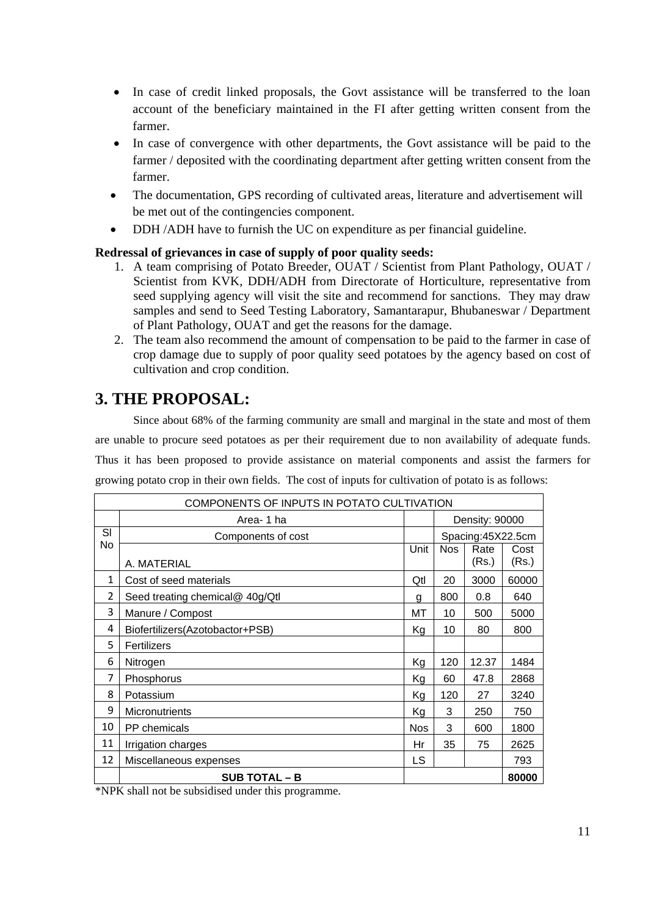- In case of credit linked proposals, the Govt assistance will be transferred to the loan account of the beneficiary maintained in the FI after getting written consent from the farmer.
- In case of convergence with other departments, the Govt assistance will be paid to the farmer / deposited with the coordinating department after getting written consent from the farmer.
- The documentation, GPS recording of cultivated areas, literature and advertisement will be met out of the contingencies component.
- DDH /ADH have to furnish the UC on expenditure as per financial guideline.

**Redressal of grievances in case of supply of poor quality seeds:**

1. A team comprising of Potato Breeder, OUAT / Scientist from Plant Pathology, OUAT / Scientist from KVK, DDH/ADH from Directorate of Horticulture, representative from seed supplying agency will visit the site and recommend for sanctions. They may draw samples and send to Seed Testing Laboratory, Samantarapur, Bhubaneswar / Department of Plant Pathology, OUAT and get the reasons for the damage.
2. The team also recommend the amount of compensation to be paid to the farmer in case of crop damage due to supply of poor quality seed potatoes by the agency based on cost of cultivation and crop condition.

## 3. THE PROPOSAL:

Since about 68% of the farming community are small and marginal in the state and most of them are unable to procure seed potatoes as per their requirement due to non availability of adequate funds. Thus it has been proposed to provide assistance on material components and assist the farmers for growing potato crop in their own fields. The cost of inputs for cultivation of potato is as follows:

| COMPONENTS OF INPUTS IN POTATO CULTIVATION | | | | | |
|---|---|---|---|---|---|
| | Area- 1 ha | | Density: 90000 | | |
| Sl No | Components of cost | | Spacing:45X22.5cm | | |
| | A. MATERIAL | Unit | Nos | Rate (Rs.) | Cost (Rs.) |
| 1 | Cost of seed materials | Qtl | 20 | 3000 | 60000 |
| 2 | Seed treating chemical@ 40g/Qtl | g | 800 | 0.8 | 640 |
| 3 | Manure / Compost | MT | 10 | 500 | 5000 |
| 4 | Biofertilizers(Azotobactor+PSB) | Kg | 10 | 80 | 800 |
| 5 | Fertilizers | | | | |
| 6 | Nitrogen | Kg | 120 | 12.37 | 1484 |
| 7 | Phosphorus | Kg | 60 | 47.8 | 2868 |
| 8 | Potassium | Kg | 120 | 27 | 3240 |
| 9 | Micronutrients | Kg | 3 | 250 | 750 |
| 10 | PP chemicals | Nos | 3 | 600 | 1800 |
| 11 | Irrigation charges | Hr | 35 | 75 | 2625 |
| 12 | Miscellaneous expenses | LS | | | 793 |
| | **SUB TOTAL – B** | | | | **80000** |

*NPK shall not be subsidised under this programme.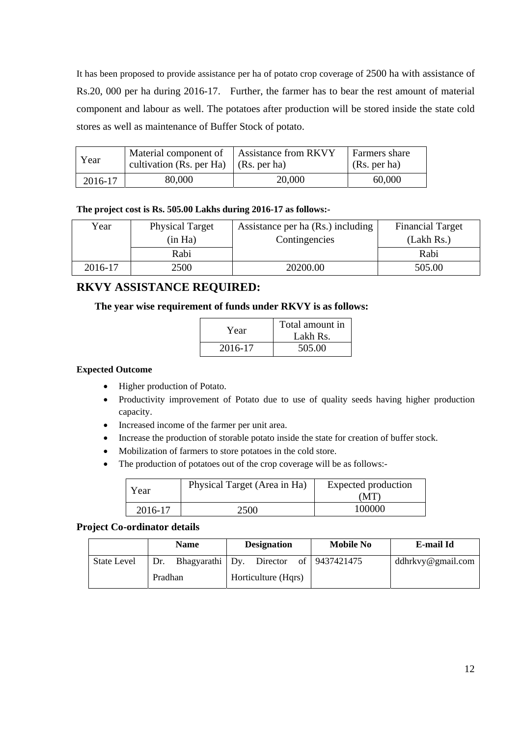It has been proposed to provide assistance per ha of potato crop coverage of 2500 ha with assistance of Rs.20, 000 per ha during 2016-17. Further, the farmer has to bear the rest amount of material component and labour as well. The potatoes after production will be stored inside the state cold stores as well as maintenance of Buffer Stock of potato.

| Year | Material component of cultivation (Rs. per Ha) | Assistance from RKVY (Rs. per ha) | Farmers share (Rs. per ha) |
|---|---|---|---|
| 2016-17 | 80,000 | 20,000 | 60,000 |

**The project cost is Rs. 505.00 Lakhs during 2016-17 as follows:-**

| Year | Physical Target (in Ha) | Assistance per ha (Rs.) including Contingencies | Financial Target (Lakh Rs.) |
|---|---|---|---|
| | Rabi | | Rabi |
| 2016-17 | 2500 | 20200.00 | 505.00 |

## RKVY ASSISTANCE REQUIRED:

**The year wise requirement of funds under RKVY is as follows:**

| Year | Total amount in Lakh Rs. |
|---|---|
| 2016-17 | 505.00 |

**Expected Outcome**

- Higher production of Potato.
- Productivity improvement of Potato due to use of quality seeds having higher production capacity.
- Increased income of the farmer per unit area.
- Increase the production of storable potato inside the state for creation of buffer stock.
- Mobilization of farmers to store potatoes in the cold store.
- The production of potatoes out of the crop coverage will be as follows:-

| Year | Physical Target (Area in Ha) | Expected production (MT) |
|---|---|---|
| 2016-17 | 2500 | 100000 |

**Project Co-ordinator details**

| | Name | Designation | Mobile No | E-mail Id |
|---|---|---|---|---|
| State Level | Dr. Bhagyarathi Pradhan | Dy. Director of Horticulture (Hqrs) | 9437421475 | ddhrkvy@gmail.com |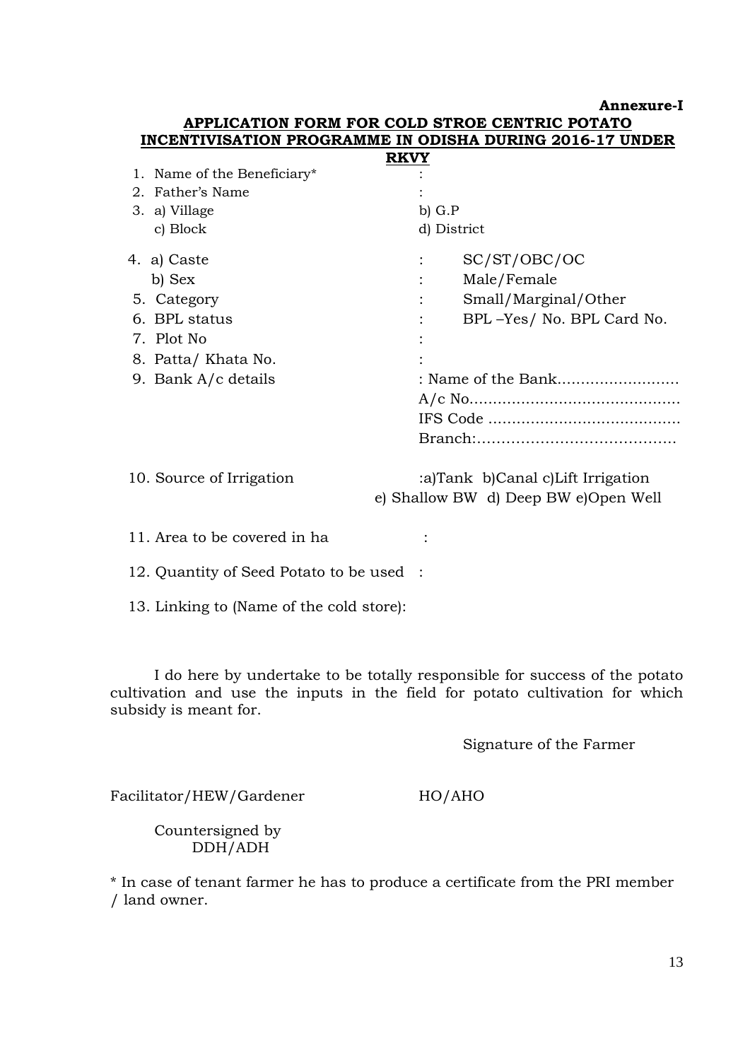**Annexure-I**

## APPLICATION FORM FOR COLD STROE CENTRIC POTATO INCENTIVISATION PROGRAMME IN ODISHA DURING 2016-17 UNDER RKVY

1. Name of the Beneficiary* :
2. Father's Name :
3. a) Village &nbsp;&nbsp;&nbsp;&nbsp; b) G.P
   c) Block &nbsp;&nbsp;&nbsp;&nbsp; d) District
4. a) Caste : SC/ST/OBC/OC
   b) Sex : Male/Female
5. Category : Small/Marginal/Other
6. BPL status : BPL –Yes/ No. BPL Card No.
7. Plot No :
8. Patta/ Khata No. :
9. Bank A/c details : Name of the Bank..........................
   A/c No.............................................
   IFS Code ........................................
   Branch:.........................................
10. Source of Irrigation :a)Tank b)Canal c)Lift Irrigation e) Shallow BW d) Deep BW e)Open Well
11. Area to be covered in ha :
12. Quantity of Seed Potato to be used :
13. Linking to (Name of the cold store):

I do here by undertake to be totally responsible for success of the potato cultivation and use the inputs in the field for potato cultivation for which subsidy is meant for.

Signature of the Farmer

Facilitator/HEW/Gardener &nbsp;&nbsp;&nbsp;&nbsp; HO/AHO

Countersigned by
DDH/ADH

* In case of tenant farmer he has to produce a certificate from the PRI member / land owner.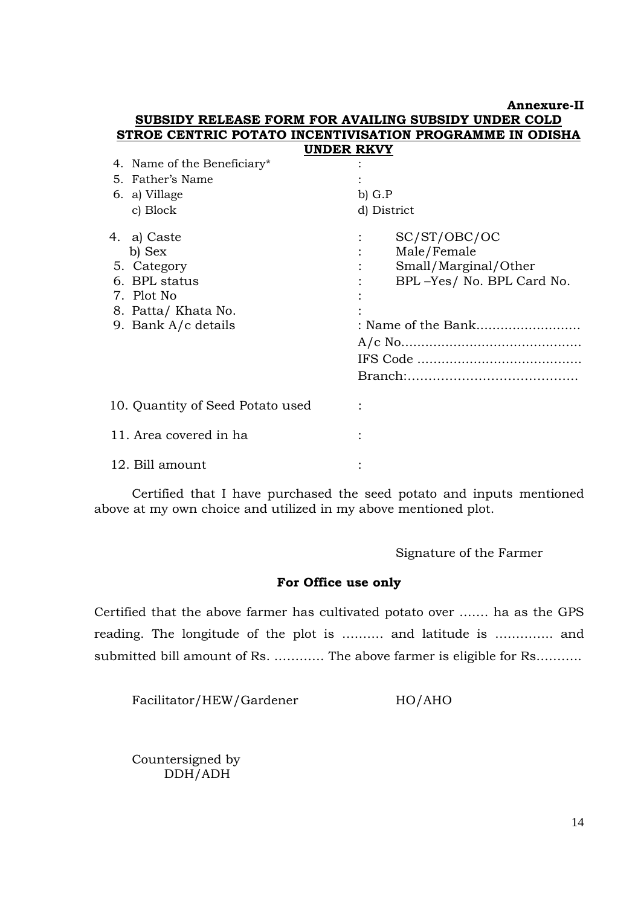**Annexure-II**

**SUBSIDY RELEASE FORM FOR AVAILING SUBSIDY UNDER COLD STROE CENTRIC POTATO INCENTIVISATION PROGRAMME IN ODISHA UNDER RKVY**

4. Name of the Beneficiary* :
5. Father's Name :
6. a) Village b) G.P
   c) Block d) District

4. a) Caste : SC/ST/OBC/OC
   b) Sex : Male/Female
5. Category : Small/Marginal/Other
6. BPL status : BPL –Yes/ No. BPL Card No.
7. Plot No :
8. Patta/ Khata No. :
9. Bank A/c details : Name of the Bank……………………
   A/c No………………………………………
   IFS Code …………………………………
   Branch:……………………………………

10. Quantity of Seed Potato used :

11. Area covered in ha :

12. Bill amount :

Certified that I have purchased the seed potato and inputs mentioned above at my own choice and utilized in my above mentioned plot.

Signature of the Farmer

**For Office use only**

Certified that the above farmer has cultivated potato over ……. ha as the GPS reading. The longitude of the plot is ………. and latitude is ………….. and submitted bill amount of Rs. ………… The above farmer is eligible for Rs………..

Facilitator/HEW/Gardener HO/AHO

Countersigned by
DDH/ADH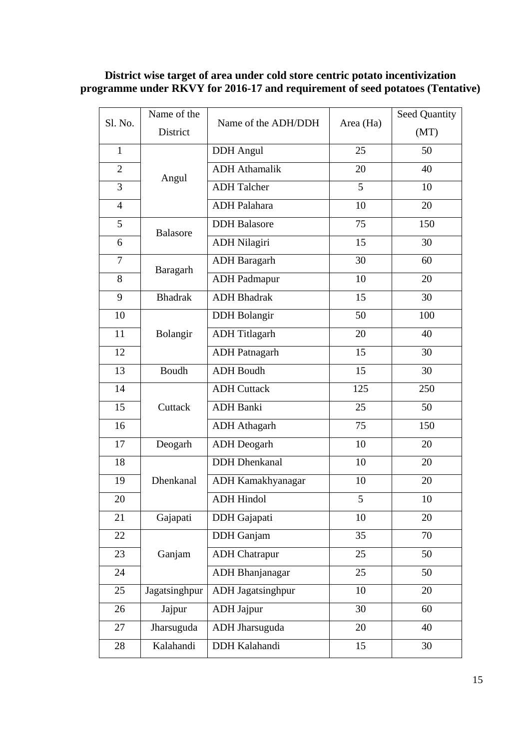**District wise target of area under cold store centric potato incentivization programme under RKVY for 2016-17 and requirement of seed potatoes (Tentative)**

| Sl. No. | Name of the District | Name of the ADH/DDH | Area (Ha) | Seed Quantity (MT) |
|---|---|---|---|---|
| 1 | Angul | DDH Angul | 25 | 50 |
| 2 | | ADH Athamalik | 20 | 40 |
| 3 | | ADH Talcher | 5 | 10 |
| 4 | | ADH Palahara | 10 | 20 |
| 5 | Balasore | DDH Balasore | 75 | 150 |
| 6 | | ADH Nilagiri | 15 | 30 |
| 7 | Baragarh | ADH Baragarh | 30 | 60 |
| 8 | | ADH Padmapur | 10 | 20 |
| 9 | Bhadrak | ADH Bhadrak | 15 | 30 |
| 10 | Bolangir | DDH Bolangir | 50 | 100 |
| 11 | | ADH Titlagarh | 20 | 40 |
| 12 | | ADH Patnagarh | 15 | 30 |
| 13 | Boudh | ADH Boudh | 15 | 30 |
| 14 | Cuttack | ADH Cuttack | 125 | 250 |
| 15 | | ADH Banki | 25 | 50 |
| 16 | | ADH Athagarh | 75 | 150 |
| 17 | Deogarh | ADH Deogarh | 10 | 20 |
| 18 | Dhenkanal | DDH Dhenkanal | 10 | 20 |
| 19 | | ADH Kamakhyanagar | 10 | 20 |
| 20 | | ADH Hindol | 5 | 10 |
| 21 | Gajapati | DDH Gajapati | 10 | 20 |
| 22 | Ganjam | DDH Ganjam | 35 | 70 |
| 23 | | ADH Chatrapur | 25 | 50 |
| 24 | | ADH Bhanjanagar | 25 | 50 |
| 25 | Jagatsinghpur | ADH Jagatsinghpur | 10 | 20 |
| 26 | Jajpur | ADH Jajpur | 30 | 60 |
| 27 | Jharsuguda | ADH Jharsuguda | 20 | 40 |
| 28 | Kalahandi | DDH Kalahandi | 15 | 30 |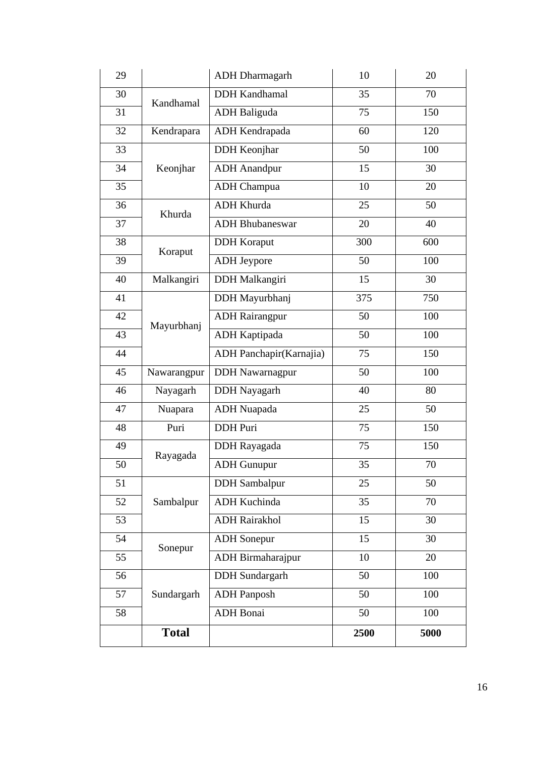| | | | | |
|---|---|---|---|---|
| 29 | | ADH Dharmagarh | 10 | 20 |
| 30 | Kandhamal | DDH Kandhamal | 35 | 70 |
| 31 | | ADH Baliguda | 75 | 150 |
| 32 | Kendrapara | ADH Kendrapada | 60 | 120 |
| 33 | Keonjhar | DDH Keonjhar | 50 | 100 |
| 34 | | ADH Anandpur | 15 | 30 |
| 35 | | ADH Champua | 10 | 20 |
| 36 | Khurda | ADH Khurda | 25 | 50 |
| 37 | | ADH Bhubaneswar | 20 | 40 |
| 38 | Koraput | DDH Koraput | 300 | 600 |
| 39 | | ADH Jeypore | 50 | 100 |
| 40 | Malkangiri | DDH Malkangiri | 15 | 30 |
| 41 | Mayurbhanj | DDH Mayurbhanj | 375 | 750 |
| 42 | | ADH Rairangpur | 50 | 100 |
| 43 | | ADH Kaptipada | 50 | 100 |
| 44 | | ADH Panchapir(Karnajia) | 75 | 150 |
| 45 | Nawarangpur | DDH Nawarnagpur | 50 | 100 |
| 46 | Nayagarh | DDH Nayagarh | 40 | 80 |
| 47 | Nuapara | ADH Nuapada | 25 | 50 |
| 48 | Puri | DDH Puri | 75 | 150 |
| 49 | Rayagada | DDH Rayagada | 75 | 150 |
| 50 | | ADH Gunupur | 35 | 70 |
| 51 | Sambalpur | DDH Sambalpur | 25 | 50 |
| 52 | | ADH Kuchinda | 35 | 70 |
| 53 | | ADH Rairakhol | 15 | 30 |
| 54 | Sonepur | ADH Sonepur | 15 | 30 |
| 55 | | ADH Birmaharajpur | 10 | 20 |
| 56 | Sundargarh | DDH Sundargarh | 50 | 100 |
| 57 | | ADH Panposh | 50 | 100 |
| 58 | | ADH Bonai | 50 | 100 |
| | **Total** | | **2500** | **5000** |